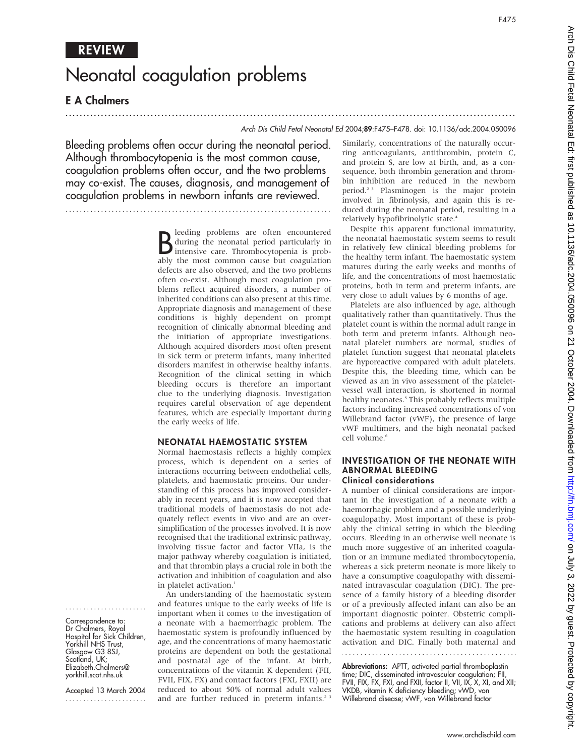REVIEW

# Neonatal coagulation problems

## E A Chalmers

Bleeding problems often occur during the neonatal period. Although thrombocytopenia is the most common cause, coagulation problems often occur, and the two problems may co-exist. The causes, diagnosis, and management of coagulation problems in newborn infants are reviewed.

Bleeding problems are often encountered during the neonatal period particularly in intensive care. Thrombocytopenia is probably the most common cause but coagulation defects are also observed, and the two problems often co-exist. Although most coagulation problems reflect acquired disorders, a number of inherited conditions can also present at this time. Appropriate diagnosis and management of these conditions is highly dependent on prompt recognition of clinically abnormal bleeding and the initiation of appropriate investigations. Although acquired disorders most often present in sick term or preterm infants, many inherited disorders manifest in otherwise healthy infants. Recognition of the clinical setting in which bleeding occurs is therefore an important clue to the underlying diagnosis. Investigation requires careful observation of age dependent features, which are especially important during the early weeks of life.

### NEONATAL HAEMOSTATIC SYSTEM

Normal haemostasis reflects a highly complex process, which is dependent on a series of interactions occurring between endothelial cells, platelets, and haemostatic proteins. Our understanding of this process has improved considerably in recent years, and it is now accepted that traditional models of haemostasis do not adequately reflect events in vivo and are an oversimplification of the processes involved. It is now recognised that the traditional extrinsic pathway, involving tissue factor and factor VIIa, is the major pathway whereby coagulation is initiated, and that thrombin plays a crucial role in both the activation and inhibition of coagulation and also in platelet activation.[1]

An understanding of the haemostatic system and features unique to the early weeks of life is important when it comes to the investigation of a neonate with a haemorrhagic problem. The haemostatic system is profoundly influenced by age, and the concentrations of many haemostatic proteins are dependent on both the gestational and postnatal age of the infant. At birth, concentrations of the vitamin K dependent (FII, FVII, FIX, FX) and contact factors (FXI, FXII) are reduced to about 50% of normal adult values and are further reduced in preterm infants.[2 3] Similarly, concentrations of the naturally occurring anticoagulants, antithrombin, protein C, and protein S, are low at birth, and, as a consequence, both thrombin generation and thrombin inhibition are reduced in the newborn period.[2 3] Plasminogen is the major protein involved in fibrinolysis, and again this is reduced during the neonatal period, resulting in a relatively hypofibrinolytic state.[4]

Despite this apparent functional immaturity, the neonatal haemostatic system seems to result in relatively few clinical bleeding problems for the healthy term infant. The haemostatic system matures during the early weeks and months of life, and the concentrations of most haemostatic proteins, both in term and preterm infants, are very close to adult values by 6 months of age.

Platelets are also influenced by age, although qualitatively rather than quantitatively. Thus the platelet count is within the normal adult range in both term and preterm infants. Although neonatal platelet numbers are normal, studies of platelet function suggest that neonatal platelets are hyporeactive compared with adult platelets. Despite this, the bleeding time, which can be viewed as an in vivo assessment of the platelet-vessel wall interaction, is shortened in normal healthy neonates.[5] This probably reflects multiple factors including increased concentrations of von Willebrand factor (vWF), the presence of large vWF multimers, and the high neonatal packed cell volume.[6]

### INVESTIGATION OF THE NEONATE WITH ABNORMAL BLEEDING

#### Clinical considerations

A number of clinical considerations are important in the investigation of a neonate with a haemorrhagic problem and a possible underlying coagulopathy. Most important of these is probably the clinical setting in which the bleeding occurs. Bleeding in an otherwise well neonate is much more suggestive of an inherited coagulation or an immune mediated thrombocytopenia, whereas a sick preterm neonate is more likely to have a consumptive coagulopathy with disseminated intravascular coagulation (DIC). The presence of a family history of a bleeding disorder or of a previously affected infant can also be an important diagnostic pointer. Obstetric complications and problems at delivery can also affect the haemostatic system resulting in coagulation activation and DIC. Finally both maternal and

Correspondence to: Dr Chalmers, Royal Hospital for Sick Children, Yorkhill NHS Trust, Glasgow G3 8SJ, Scotland, UK; Elizabeth.Chalmers@yorkhill.scot.nhs.uk

Accepted 13 March 2004

**Abbreviations:** APTT, activated partial thromboplastin time; DIC, disseminated intravascular coagulation; FII, FVII, FIX, FX, FXI, and FXII, factor II, VII, IX, X, XI, and XII; VKDB, vitamin K deficiency bleeding; vWD, von Willebrand disease; vWF, von Willebrand factor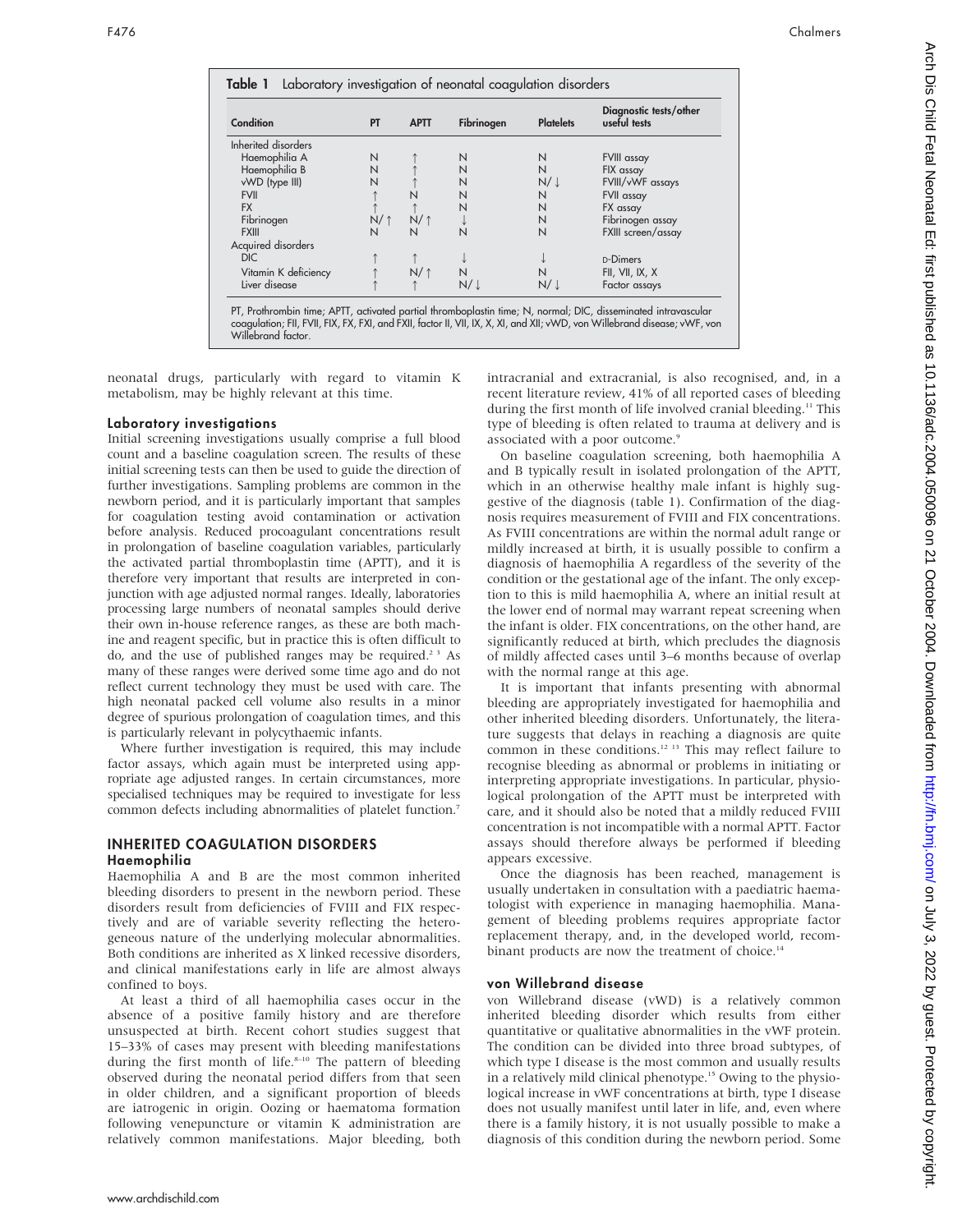**Table 1** Laboratory investigation of neonatal coagulation disorders

| Condition | PT | APTT | Fibrinogen | Platelets | Diagnostic tests/other useful tests |
|---|---|---|---|---|---|
| Inherited disorders | | | | | |
| Haemophilia A | N | ↑ | N | N | FVIII assay |
| Haemophilia B | N | ↑ | N | N | FIX assay |
| vWD (type III) | N | ↑ | N | N/↓ | FVIII/vWF assays |
| FVII | ↑ | N | N | N | FVII assay |
| FX | ↑ | ↑ | N | N | FX assay |
| Fibrinogen | N/↑ | N/↑ | ↓ | N | Fibrinogen assay |
| FXIII | N | N | N | N | FXIII screen/assay |
| Acquired disorders | | | | | |
| DIC | ↑ | ↑ | ↓ | ↓ | D-Dimers |
| Vitamin K deficiency | ↑ | N/↑ | N | N | FII, VII, IX, X |
| Liver disease | ↑ | ↑ | N/↓ | N/↓ | Factor assays |

PT, Prothrombin time; APTT, activated partial thromboplastin time; N, normal; DIC, disseminated intravascular coagulation; FII, FVII, FIX, FX, FXI, and FXII, factor II, VII, IX, X, XI, and XII; vWD, von Willebrand disease; vWF, von Willebrand factor.

neonatal drugs, particularly with regard to vitamin K metabolism, may be highly relevant at this time.

### Laboratory investigations

Initial screening investigations usually comprise a full blood count and a baseline coagulation screen. The results of these initial screening tests can then be used to guide the direction of further investigations. Sampling problems are common in the newborn period, and it is particularly important that samples for coagulation testing avoid contamination or activation before analysis. Reduced procoagulant concentrations result in prolongation of baseline coagulation variables, particularly the activated partial thromboplastin time (APTT), and it is therefore very important that results are interpreted in conjunction with age adjusted normal ranges. Ideally, laboratories processing large numbers of neonatal samples should derive their own in-house reference ranges, as these are both machine and reagent specific, but in practice this is often difficult to do, and the use of published ranges may be required.[2 3] As many of these ranges were derived some time ago and do not reflect current technology they must be used with care. The high neonatal packed cell volume also results in a minor degree of spurious prolongation of coagulation times, and this is particularly relevant in polycythaemic infants.

Where further investigation is required, this may include factor assays, which again must be interpreted using appropriate age adjusted ranges. In certain circumstances, more specialised techniques may be required to investigate for less common defects including abnormalities of platelet function.[7]

## INHERITED COAGULATION DISORDERS

### Haemophilia

Haemophilia A and B are the most common inherited bleeding disorders to present in the newborn period. These disorders result from deficiencies of FVIII and FIX respectively and are of variable severity reflecting the heterogeneous nature of the underlying molecular abnormalities. Both conditions are inherited as X linked recessive disorders, and clinical manifestations early in life are almost always confined to boys.

At least a third of all haemophilia cases occur in the absence of a positive family history and are therefore unsuspected at birth. Recent cohort studies suggest that 15–33% of cases may present with bleeding manifestations during the first month of life.[8–10] The pattern of bleeding observed during the neonatal period differs from that seen in older children, and a significant proportion of bleeds are iatrogenic in origin. Oozing or haematoma formation following venepuncture or vitamin K administration are relatively common manifestations. Major bleeding, both intracranial and extracranial, is also recognised, and, in a recent literature review, 41% of all reported cases of bleeding during the first month of life involved cranial bleeding.[11] This type of bleeding is often related to trauma at delivery and is associated with a poor outcome.[9]

On baseline coagulation screening, both haemophilia A and B typically result in isolated prolongation of the APTT, which in an otherwise healthy male infant is highly suggestive of the diagnosis (table 1). Confirmation of the diagnosis requires measurement of FVIII and FIX concentrations. As FVIII concentrations are within the normal adult range or mildly increased at birth, it is usually possible to confirm a diagnosis of haemophilia A regardless of the severity of the condition or the gestational age of the infant. The only exception to this is mild haemophilia A, where an initial result at the lower end of normal may warrant repeat screening when the infant is older. FIX concentrations, on the other hand, are significantly reduced at birth, which precludes the diagnosis of mildly affected cases until 3–6 months because of overlap with the normal range at this age.

It is important that infants presenting with abnormal bleeding are appropriately investigated for haemophilia and other inherited bleeding disorders. Unfortunately, the literature suggests that delays in reaching a diagnosis are quite common in these conditions.[12 13] This may reflect failure to recognise bleeding as abnormal or problems in initiating or interpreting appropriate investigations. In particular, physiological prolongation of the APTT must be interpreted with care, and it should also be noted that a mildly reduced FVIII concentration is not incompatible with a normal APTT. Factor assays should therefore always be performed if bleeding appears excessive.

Once the diagnosis has been reached, management is usually undertaken in consultation with a paediatric haematologist with experience in managing haemophilia. Management of bleeding problems requires appropriate factor replacement therapy, and, in the developed world, recombinant products are now the treatment of choice.[14]

### von Willebrand disease

von Willebrand disease (vWD) is a relatively common inherited bleeding disorder which results from either quantitative or qualitative abnormalities in the vWF protein. The condition can be divided into three broad subtypes, of which type I disease is the most common and usually results in a relatively mild clinical phenotype.[15] Owing to the physiological increase in vWF concentrations at birth, type I disease does not usually manifest until later in life, and, even where there is a family history, it is not usually possible to make a diagnosis of this condition during the newborn period. Some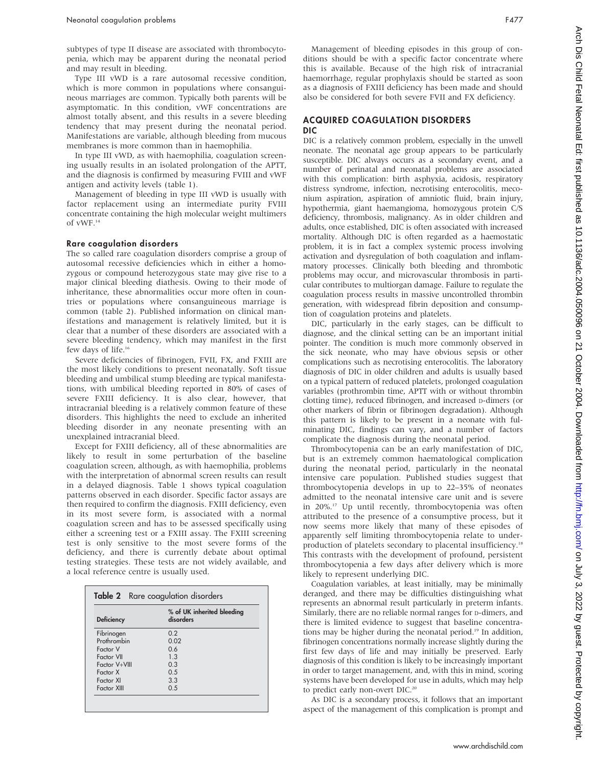subtypes of type II disease are associated with thrombocytopenia, which may be apparent during the neonatal period and may result in bleeding.

Type III vWD is a rare autosomal recessive condition, which is more common in populations where consanguineous marriages are common. Typically both parents will be asymptomatic. In this condition, vWF concentrations are almost totally absent, and this results in a severe bleeding tendency that may present during the neonatal period. Manifestations are variable, although bleeding from mucous membranes is more common than in haemophilia.

In type III vWD, as with haemophilia, coagulation screening usually results in an isolated prolongation of the APTT, and the diagnosis is confirmed by measuring FVIII and vWF antigen and activity levels (table 1).

Management of bleeding in type III vWD is usually with factor replacement using an intermediate purity FVIII concentrate containing the high molecular weight multimers of vWF.[14]

### Rare coagulation disorders

The so called rare coagulation disorders comprise a group of autosomal recessive deficiencies which in either a homozygous or compound heterozygous state may give rise to a major clinical bleeding diathesis. Owing to their mode of inheritance, these abnormalities occur more often in countries or populations where consanguineous marriage is common (table 2). Published information on clinical manifestations and management is relatively limited, but it is clear that a number of these disorders are associated with a severe bleeding tendency, which may manifest in the first few days of life.[16]

Severe deficiencies of fibrinogen, FVII, FX, and FXIII are the most likely conditions to present neonatally. Soft tissue bleeding and umbilical stump bleeding are typical manifestations, with umbilical bleeding reported in 80% of cases of severe FXIII deficiency. It is also clear, however, that intracranial bleeding is a relatively common feature of these disorders. This highlights the need to exclude an inherited bleeding disorder in any neonate presenting with an unexplained intracranial bleed.

Except for FXIII deficiency, all of these abnormalities are likely to result in some perturbation of the baseline coagulation screen, although, as with haemophilia, problems with the interpretation of abnormal screen results can result in a delayed diagnosis. Table 1 shows typical coagulation patterns observed in each disorder. Specific factor assays are then required to confirm the diagnosis. FXIII deficiency, even in its most severe form, is associated with a normal coagulation screen and has to be assessed specifically using either a screening test or a FXIII assay. The FXIII screening test is only sensitive to the most severe forms of the deficiency, and there is currently debate about optimal testing strategies. These tests are not widely available, and a local reference centre is usually used.

**Table 2** Rare coagulation disorders

| Deficiency | % of UK inherited bleeding disorders |
|---|---|
| Fibrinogen | 0.2 |
| Prothrombin | 0.02 |
| Factor V | 0.6 |
| Factor VII | 1.3 |
| Factor V+VIII | 0.3 |
| Factor X | 0.5 |
| Factor XI | 3.3 |
| Factor XIII | 0.5 |

Management of bleeding episodes in this group of conditions should be with a specific factor concentrate where this is available. Because of the high risk of intracranial haemorrhage, regular prophylaxis should be started as soon as a diagnosis of FXIII deficiency has been made and should also be considered for both severe FVII and FX deficiency.

## ACQUIRED COAGULATION DISORDERS

### DIC

DIC is a relatively common problem, especially in the unwell neonate. The neonatal age group appears to be particularly susceptible. DIC always occurs as a secondary event, and a number of perinatal and neonatal problems are associated with this complication: birth asphyxia, acidosis, respiratory distress syndrome, infection, necrotising enterocolitis, meconium aspiration, aspiration of amniotic fluid, brain injury, hypothermia, giant haemangioma, homozygous protein C/S deficiency, thrombosis, malignancy. As in older children and adults, once established, DIC is often associated with increased mortality. Although DIC is often regarded as a haemostatic problem, it is in fact a complex systemic process involving activation and dysregulation of both coagulation and inflammatory processes. Clinically both bleeding and thrombotic problems may occur, and microvascular thrombosis in particular contributes to multiorgan damage. Failure to regulate the coagulation process results in massive uncontrolled thrombin generation, with widespread fibrin deposition and consumption of coagulation proteins and platelets.

DIC, particularly in the early stages, can be difficult to diagnose, and the clinical setting can be an important initial pointer. The condition is much more commonly observed in the sick neonate, who may have obvious sepsis or other complications such as necrotising enterocolitis. The laboratory diagnosis of DIC in older children and adults is usually based on a typical pattern of reduced platelets, prolonged coagulation variables (prothrombin time, APTT with or without thrombin clotting time), reduced fibrinogen, and increased D-dimers (or other markers of fibrin or fibrinogen degradation). Although this pattern is likely to be present in a neonate with fulminating DIC, findings can vary, and a number of factors complicate the diagnosis during the neonatal period.

Thrombocytopenia can be an early manifestation of DIC, but is an extremely common haematological complication during the neonatal period, particularly in the neonatal intensive care population. Published studies suggest that thrombocytopenia develops in up to 22–35% of neonates admitted to the neonatal intensive care unit and is severe in 20%.[17] Up until recently, thrombocytopenia was often attributed to the presence of a consumptive process, but it now seems more likely that many of these episodes of apparently self limiting thrombocytopenia relate to underproduction of platelets secondary to placental insufficiency.[18] This contrasts with the development of profound, persistent thrombocytopenia a few days after delivery which is more likely to represent underlying DIC.

Coagulation variables, at least initially, may be minimally deranged, and there may be difficulties distinguishing what represents an abnormal result particularly in preterm infants. Similarly, there are no reliable normal ranges for D-dimers, and there is limited evidence to suggest that baseline concentrations may be higher during the neonatal period.[19] In addition, fibrinogen concentrations normally increase slightly during the first few days of life and may initially be preserved. Early diagnosis of this condition is likely to be increasingly important in order to target management, and, with this in mind, scoring systems have been developed for use in adults, which may help to predict early non-overt DIC.[20]

As DIC is a secondary process, it follows that an important aspect of the management of this complication is prompt and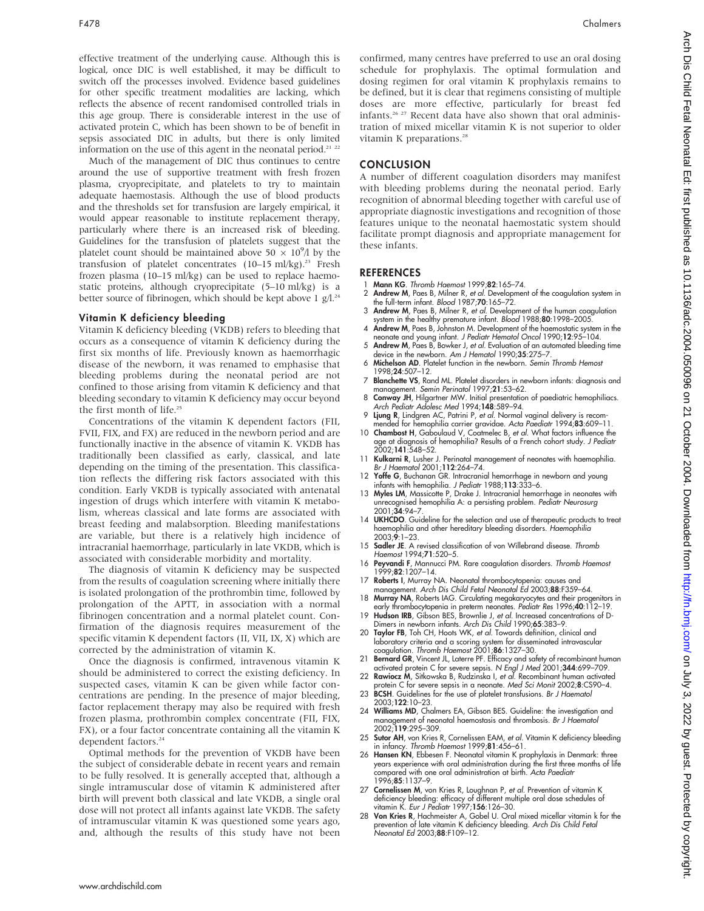effective treatment of the underlying cause. Although this is logical, once DIC is well established, it may be difficult to switch off the processes involved. Evidence based guidelines for other specific treatment modalities are lacking, which reflects the absence of recent randomised controlled trials in this age group. There is considerable interest in the use of activated protein C, which has been shown to be of benefit in sepsis associated DIC in adults, but there is only limited information on the use of this agent in the neonatal period.[21 22]

Much of the management of DIC thus continues to centre around the use of supportive treatment with fresh frozen plasma, cryoprecipitate, and platelets to try to maintain adequate haemostasis. Although the use of blood products and the thresholds set for transfusion are largely empirical, it would appear reasonable to institute replacement therapy, particularly where there is an increased risk of bleeding. Guidelines for the transfusion of platelets suggest that the platelet count should be maintained above $50 \times 10^9$/l by the transfusion of platelet concentrates (10–15 ml/kg).[23] Fresh frozen plasma (10–15 ml/kg) can be used to replace haemostatic proteins, although cryoprecipitate (5–10 ml/kg) is a better source of fibrinogen, which should be kept above 1 g/l.[24]

### Vitamin K deficiency bleeding

Vitamin K deficiency bleeding (VKDB) refers to bleeding that occurs as a consequence of vitamin K deficiency during the first six months of life. Previously known as haemorrhagic disease of the newborn, it was renamed to emphasise that bleeding problems during the neonatal period are not confined to those arising from vitamin K deficiency and that bleeding secondary to vitamin K deficiency may occur beyond the first month of life.[25]

Concentrations of the vitamin K dependent factors (FII, FVII, FIX, and FX) are reduced in the newborn period and are functionally inactive in the absence of vitamin K. VKDB has traditionally been classified as early, classical, and late depending on the timing of the presentation. This classification reflects the differing risk factors associated with this condition. Early VKDB is typically associated with antenatal ingestion of drugs which interfere with vitamin K metabolism, whereas classical and late forms are associated with breast feeding and malabsorption. Bleeding manifestations are variable, but there is a relatively high incidence of intracranial haemorrhage, particularly in late VKDB, which is associated with considerable morbidity and mortality.

The diagnosis of vitamin K deficiency may be suspected from the results of coagulation screening where initially there is isolated prolongation of the prothrombin time, followed by prolongation of the APTT, in association with a normal fibrinogen concentration and a normal platelet count. Confirmation of the diagnosis requires measurement of the specific vitamin K dependent factors (II, VII, IX, X) which are corrected by the administration of vitamin K.

Once the diagnosis is confirmed, intravenous vitamin K should be administered to correct the existing deficiency. In suspected cases, vitamin K can be given while factor concentrations are pending. In the presence of major bleeding, factor replacement therapy may also be required with fresh frozen plasma, prothrombin complex concentrate (FII, FIX, FX), or a four factor concentrate containing all the vitamin K dependent factors.[24]

Optimal methods for the prevention of VKDB have been the subject of considerable debate in recent years and remain to be fully resolved. It is generally accepted that, although a single intramuscular dose of vitamin K administered after birth will prevent both classical and late VKDB, a single oral dose will not protect all infants against late VKDB. The safety of intramuscular vitamin K was questioned some years ago, and, although the results of this study have not been confirmed, many centres have preferred to use an oral dosing schedule for prophylaxis. The optimal formulation and dosing regimen for oral vitamin K prophylaxis remains to be defined, but it is clear that regimens consisting of multiple doses are more effective, particularly for breast fed infants.[26 27] Recent data have also shown that oral administration of mixed micellar vitamin K is not superior to older vitamin K preparations.[28]

## CONCLUSION

A number of different coagulation disorders may manifest with bleeding problems during the neonatal period. Early recognition of abnormal bleeding together with careful use of appropriate diagnostic investigations and recognition of those features unique to the neonatal haemostatic system should facilitate prompt diagnosis and appropriate management for these infants.

## REFERENCES

1. **Mann KG**. *Thromb Haemost* 1999;**82**:165–74.
2. **Andrew M**, Paes B, Milner R, *et al*. Development of the coagulation system in the full-term infant. *Blood* 1987;**70**:165–72.
3. **Andrew M**, Paes B, Milner R, *et al*. Development of the human coagulation system in the healthy premature infant. *Blood* 1988;**80**:1998–2005.
4. **Andrew M**, Paes B, Johnston M. Development of the haemostatic system in the neonate and young infant. *J Pediatr Hematol Oncol* 1990;**12**:95–104.
5. **Andrew M**, Paes B, Bowker J, *et al*. Evaluation of an automated bleeding time device in the newborn. *Am J Hematol* 1990;**35**:275–7.
6. **Michelson AD**. Platelet function in the newborn. *Semin Thromb Hemost* 1998;**24**:507–12.
7. **Blanchette VS**, Rand ML. Platelet disorders in newborn infants: diagnosis and management. *Semin Perinatol* 1997;**21**:53–62.
8. **Conway JH**, Hilgartner MW. Initial presentation of paediatric hemophiliacs. *Arch Pediatr Adolesc Med* 1994;**148**:589–94.
9. **Ljung R**, Lindgren AC, Patrini P, *et al*. Normal vaginal delivery is recommended for hemophilia carrier gravidae. *Acta Paediatr* 1994;**83**:609–11.
10. **Chambost H**, Gaboulaud V, Coatmelec B, *et al*. What factors influence the age at diagnosis of hemophilia? Results of a French cohort study. *J Pediatr* 2002;**141**:548–52.
11. **Kulkarni R**, Lusher J. Perinatal management of neonates with haemophilia. *Br J Haematol* 2001;**112**:264–74.
12. **Yoffe G**, Buchanan GR. Intracranial hemorrhage in newborn and young infants with hemophilia. *J Pediatr* 1988;**113**:333–6.
13. **Myles LM**, Massicotte P, Drake J. Intracranial hemorrhage in neonates with unrecognised hemophilia A: a persisting problem. *Pediatr Neurosurg* 2001;**34**:94–7.
14. **UKHCDO**. Guideline for the selection and use of therapeutic products to treat haemophilia and other hereditary bleeding disorders. *Haemophilia* 2003;**9**:1–23.
15. **Sadler JE**. A revised classification of von Willebrand disease. *Thromb Haemost* 1994;**71**:520–5.
16. **Peyvandi F**, Mannucci PM. Rare coagulation disorders. *Thromb Haemost* 1999;**82**:1207–14.
17. **Roberts I**, Murray NA. Neonatal thrombocytopenia: causes and management. *Arch Dis Child Fetal Neonatal Ed* 2003;**88**:F359–64.
18. **Murray NA**, Roberts IAG. Circulating megakaryocytes and their progenitors in early thrombocytopenia in preterm neonates. *Pediatr Res* 1996;**40**:112–19.
19. **Hudson IRB**, Gibson BES, Brownlie J, *et al*. Increased concentrations of D-Dimers in newborn infants. *Arch Dis Child* 1990;**65**:383–9.
20. **Taylor FB**, Toh CH, Hoots WK, *et al*. Towards definition, clinical and laboratory criteria and a scoring system for disseminated intravascular coagulation. *Thromb Haemost* 2001;**86**:1327–30.
21. **Bernard GR**, Vincent JL, Laterre PF. Efficacy and safety of recombinant human activated protein C for severe sepsis. *N Engl J Med* 2001;**344**:699–709.
22. **Rawiocz M**, Sitkowska B, Rudzinska I, *et al*. Recombinant human activated protein C for severe sepsis in a neonate. *Med Sci Monit* 2002;**8**:CS90–4.
23. **BCSH**. Guidelines for the use of platelet transfusions. *Br J Haematol* 2003;**122**:10–23.
24. **Williams MD**, Chalmers EA, Gibson BES. Guideline: the investigation and management of neonatal haemostasis and thrombosis. *Br J Haematol* 2002;**119**:295–309.
25. **Sutor AH**, von Kries R, Cornelissen EAM, *et al*. Vitamin K deficiency bleeding in infancy. *Thromb Haemost* 1999;**81**:456–61.
26. **Hansen KN**, Ebbesen F. Neonatal vitamin K prophylaxis in Denmark: three years experience with oral administration during the first three months of life compared with one oral administration at birth. *Acta Paediatr* 1996;**85**:1137–9.
27. **Cornelissen M**, von Kries R, Loughnan P, *et al*. Prevention of vitamin K deficiency bleeding: efficacy of different multiple oral dose schedules of vitamin K. *Eur J Pediatr* 1997;**156**:126–30.
28. **Von Kries R**, Hachmeister A, Gobel U. Oral mixed micellar vitamin k for the prevention of late vitamin K deficiency bleeding. *Arch Dis Child Fetal Neonatal Ed* 2003;**88**:F109–12.